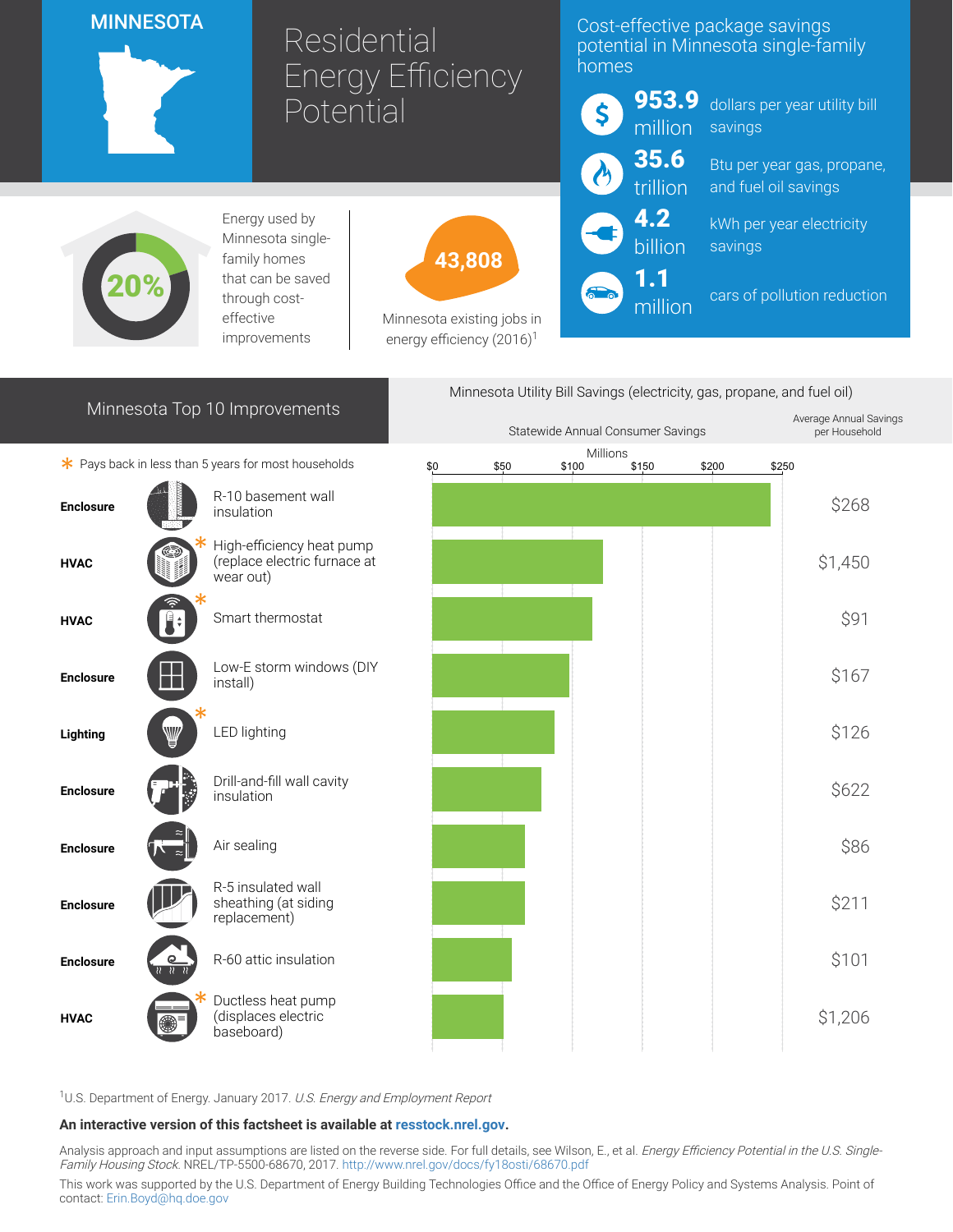# MINNESOTA

# Residential Energy Efficiency Potential

## Cost-effective package savings potential in Minnesota single-family homes

**953.9** million — dollars per year utility bill savings

**35.6** trillion — Btu per year gas, propane, and fuel oil savings

**4.2** billion — kWh per year electricity savings

**1.1** million — cars of pollution reduction

**20%** Energy used by Minnesota single-family homes that can be saved through cost-effective improvements

**43,808** Minnesota existing jobs in energy efficiency (2016)[1]

## Minnesota Top 10 Improvements

Minnesota Utility Bill Savings (electricity, gas, propane, and fuel oil)

Statewide Annual Consumer Savings

Millions

$0 $50 $100 $150 $200 $250

Average Annual Savings per Household

* Pays back in less than 5 years for most households

Enclosure — R-10 basement wall insulation — $268

HVAC — High-efficiency heat pump (replace electric furnace at wear out) * — $1,450

HVAC — Smart thermostat * — $91

Enclosure — Low-E storm windows (DIY install) — $167

Lighting — LED lighting * — $126

Enclosure — Drill-and-fill wall cavity insulation — $622

Enclosure — Air sealing — $86

Enclosure — R-5 insulated wall sheathing (at siding replacement) — $211

Enclosure — R-60 attic insulation — $101

HVAC — Ductless heat pump (displaces electric baseboard) * — $1,206

[1]U.S. Department of Energy. January 2017. *U.S. Energy and Employment Report*

**An interactive version of this factsheet is available at resstock.nrel.gov.**

Analysis approach and input assumptions are listed on the reverse side. For full details, see Wilson, E., et al. *Energy Efficiency Potential in the U.S. Single-Family Housing Stock*. NREL/TP-5500-68670, 2017. http://www.nrel.gov/docs/fy18osti/68670.pdf

This work was supported by the U.S. Department of Energy Building Technologies Office and the Office of Energy Policy and Systems Analysis. Point of contact: Erin.Boyd@hq.doe.gov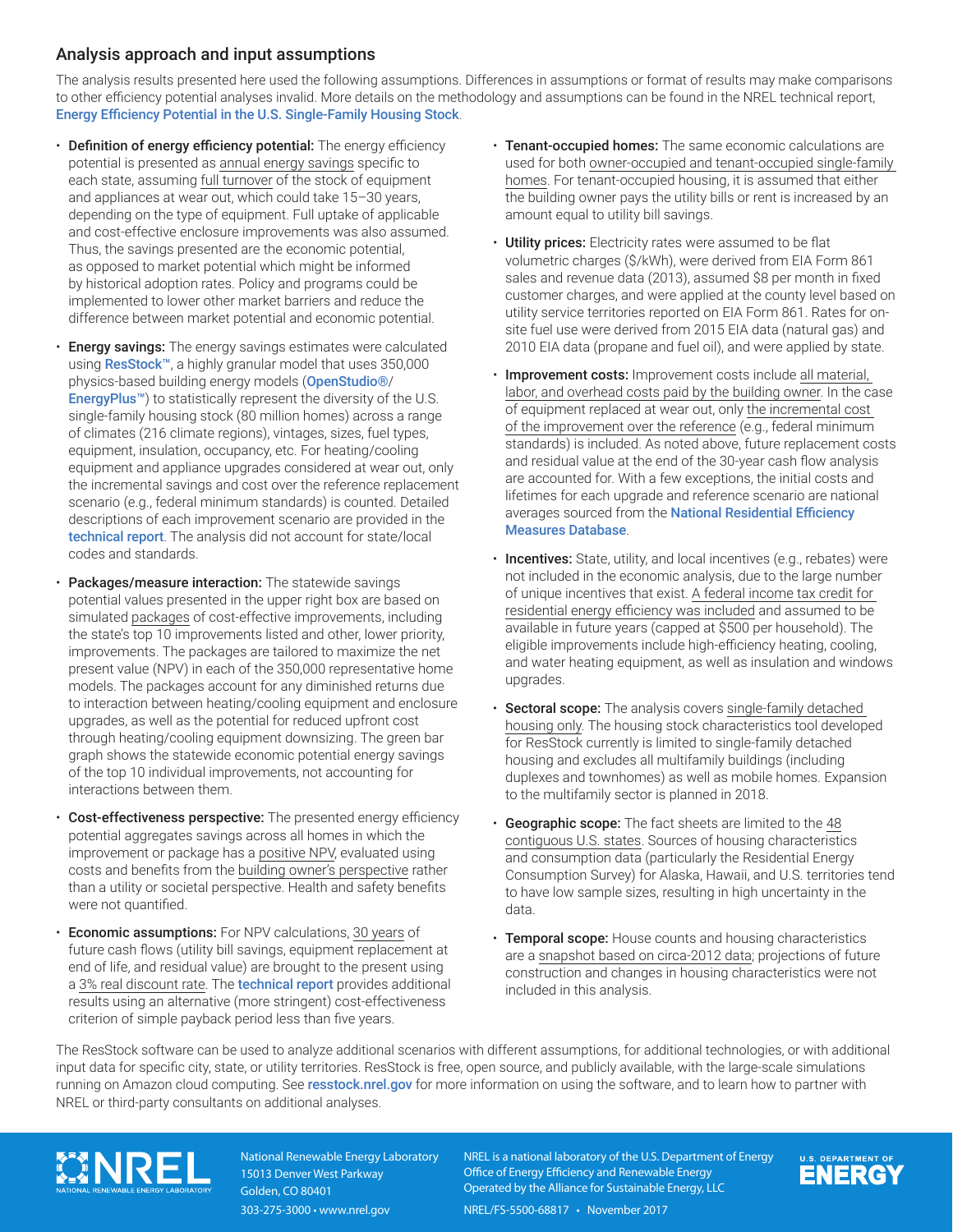## Analysis approach and input assumptions

The analysis results presented here used the following assumptions. Differences in assumptions or format of results may make comparisons to other efficiency potential analyses invalid. More details on the methodology and assumptions can be found in the NREL technical report, Energy Efficiency Potential in the U.S. Single-Family Housing Stock.

- **Definition of energy efficiency potential:** The energy efficiency potential is presented as annual energy savings specific to each state, assuming full turnover of the stock of equipment and appliances at wear out, which could take 15–30 years, depending on the type of equipment. Full uptake of applicable and cost-effective enclosure improvements was also assumed. Thus, the savings presented are the economic potential, as opposed to market potential which might be informed by historical adoption rates. Policy and programs could be implemented to lower other market barriers and reduce the difference between market potential and economic potential.
- **Energy savings:** The energy savings estimates were calculated using ResStock™, a highly granular model that uses 350,000 physics-based building energy models (OpenStudio®/EnergyPlus™) to statistically represent the diversity of the U.S. single-family housing stock (80 million homes) across a range of climates (216 climate regions), vintages, sizes, fuel types, equipment, insulation, occupancy, etc. For heating/cooling equipment and appliance upgrades considered at wear out, only the incremental savings and cost over the reference replacement scenario (e.g., federal minimum standards) is counted. Detailed descriptions of each improvement scenario are provided in the technical report. The analysis did not account for state/local codes and standards.
- **Packages/measure interaction:** The statewide savings potential values presented in the upper right box are based on simulated packages of cost-effective improvements, including the state's top 10 improvements listed and other, lower priority, improvements. The packages are tailored to maximize the net present value (NPV) in each of the 350,000 representative home models. The packages account for any diminished returns due to interaction between heating/cooling equipment and enclosure upgrades, as well as the potential for reduced upfront cost through heating/cooling equipment downsizing. The green bar graph shows the statewide economic potential energy savings of the top 10 individual improvements, not accounting for interactions between them.
- **Cost-effectiveness perspective:** The presented energy efficiency potential aggregates savings across all homes in which the improvement or package has a positive NPV, evaluated using costs and benefits from the building owner's perspective rather than a utility or societal perspective. Health and safety benefits were not quantified.
- **Economic assumptions:** For NPV calculations, 30 years of future cash flows (utility bill savings, equipment replacement at end of life, and residual value) are brought to the present using a 3% real discount rate. The technical report provides additional results using an alternative (more stringent) cost-effectiveness criterion of simple payback period less than five years.
- **Tenant-occupied homes:** The same economic calculations are used for both owner-occupied and tenant-occupied single-family homes. For tenant-occupied housing, it is assumed that either the building owner pays the utility bills or rent is increased by an amount equal to utility bill savings.
- **Utility prices:** Electricity rates were assumed to be flat volumetric charges ($/kWh), were derived from EIA Form 861 sales and revenue data (2013), assumed $8 per month in fixed customer charges, and were applied at the county level based on utility service territories reported on EIA Form 861. Rates for on-site fuel use were derived from 2015 EIA data (natural gas) and 2010 EIA data (propane and fuel oil), and were applied by state.
- **Improvement costs:** Improvement costs include all material, labor, and overhead costs paid by the building owner. In the case of equipment replaced at wear out, only the incremental cost of the improvement over the reference (e.g., federal minimum standards) is included. As noted above, future replacement costs and residual value at the end of the 30-year cash flow analysis are accounted for. With a few exceptions, the initial costs and lifetimes for each upgrade and reference scenario are national averages sourced from the National Residential Efficiency Measures Database.
- **Incentives:** State, utility, and local incentives (e.g., rebates) were not included in the economic analysis, due to the large number of unique incentives that exist. A federal income tax credit for residential energy efficiency was included and assumed to be available in future years (capped at $500 per household). The eligible improvements include high-efficiency heating, cooling, and water heating equipment, as well as insulation and windows upgrades.
- **Sectoral scope:** The analysis covers single-family detached housing only. The housing stock characteristics tool developed for ResStock currently is limited to single-family detached housing and excludes all multifamily buildings (including duplexes and townhomes) as well as mobile homes. Expansion to the multifamily sector is planned in 2018.
- **Geographic scope:** The fact sheets are limited to the 48 contiguous U.S. states. Sources of housing characteristics and consumption data (particularly the Residential Energy Consumption Survey) for Alaska, Hawaii, and U.S. territories tend to have low sample sizes, resulting in high uncertainty in the data.
- **Temporal scope:** House counts and housing characteristics are a snapshot based on circa-2012 data; projections of future construction and changes in housing characteristics were not included in this analysis.

The ResStock software can be used to analyze additional scenarios with different assumptions, for additional technologies, or with additional input data for specific city, state, or utility territories. ResStock is free, open source, and publicly available, with the large-scale simulations running on Amazon cloud computing. See resstock.nrel.gov for more information on using the software, and to learn how to partner with NREL or third-party consultants on additional analyses.

NREL NATIONAL RENEWABLE ENERGY LABORATORY

National Renewable Energy Laboratory
15013 Denver West Parkway
Golden, CO 80401
303-275-3000 • www.nrel.gov

NREL is a national laboratory of the U.S. Department of Energy
Office of Energy Efficiency and Renewable Energy
Operated by the Alliance for Sustainable Energy, LLC

NREL/FS-5500-68817 • November 2017

U.S. DEPARTMENT OF ENERGY